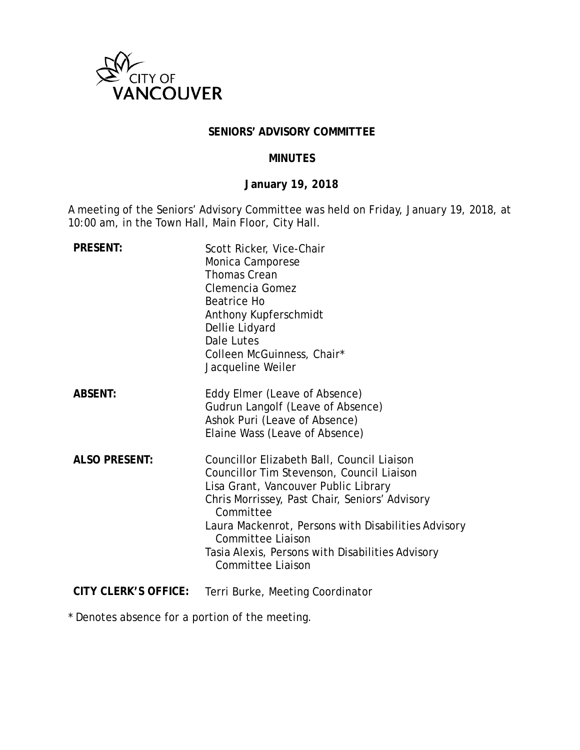CITY OF VANCOUVER

# SENIORS' ADVISORY COMMITTEE

## MINUTES

### January 19, 2018

A meeting of the Seniors' Advisory Committee was held on Friday, January 19, 2018, at 10:00 am, in the Town Hall, Main Floor, City Hall.

**PRESENT:**
Scott Ricker, Vice-Chair
Monica Camporese
Thomas Crean
Clemencia Gomez
Beatrice Ho
Anthony Kupferschmidt
Dellie Lidyard
Dale Lutes
Colleen McGuinness, Chair*
Jacqueline Weiler

**ABSENT:**
Eddy Elmer (Leave of Absence)
Gudrun Langolf (Leave of Absence)
Ashok Puri (Leave of Absence)
Elaine Wass (Leave of Absence)

**ALSO PRESENT:**
Councillor Elizabeth Ball, Council Liaison
Councillor Tim Stevenson, Council Liaison
Lisa Grant, Vancouver Public Library
Chris Morrissey, Past Chair, Seniors' Advisory Committee
Laura Mackenrot, Persons with Disabilities Advisory Committee Liaison
Tasia Alexis, Persons with Disabilities Advisory Committee Liaison

**CITY CLERK'S OFFICE:** Terri Burke, Meeting Coordinator

\* Denotes absence for a portion of the meeting.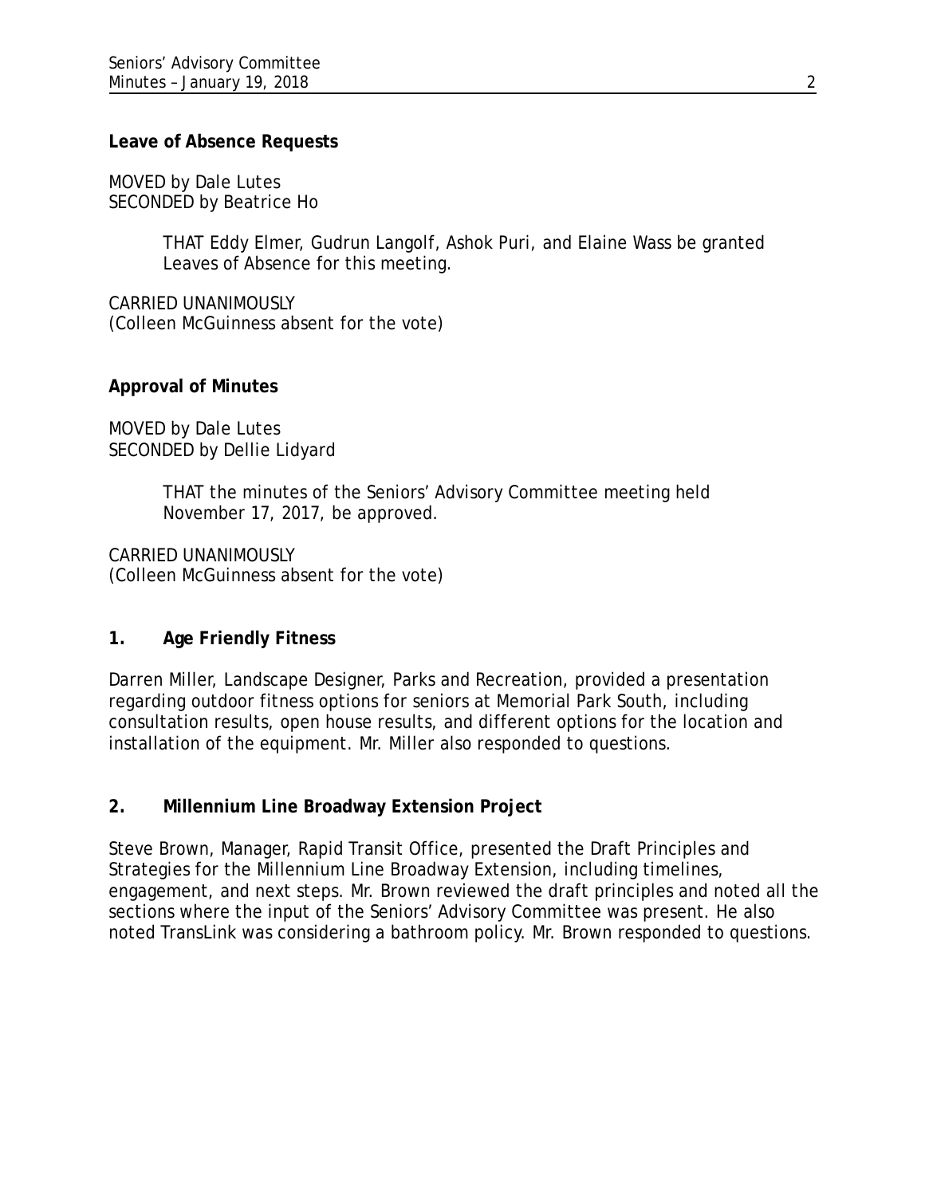**Leave of Absence Requests**

MOVED by Dale Lutes
SECONDED by Beatrice Ho

> THAT Eddy Elmer, Gudrun Langolf, Ashok Puri, and Elaine Wass be granted Leaves of Absence for this meeting.

CARRIED UNANIMOUSLY
(Colleen McGuinness absent for the vote)

**Approval of Minutes**

MOVED by Dale Lutes
SECONDED by Dellie Lidyard

> THAT the minutes of the Seniors' Advisory Committee meeting held November 17, 2017, be approved.

CARRIED UNANIMOUSLY
(Colleen McGuinness absent for the vote)

**1. Age Friendly Fitness**

Darren Miller, Landscape Designer, Parks and Recreation, provided a presentation regarding outdoor fitness options for seniors at Memorial Park South, including consultation results, open house results, and different options for the location and installation of the equipment. Mr. Miller also responded to questions.

**2. Millennium Line Broadway Extension Project**

Steve Brown, Manager, Rapid Transit Office, presented the Draft Principles and Strategies for the Millennium Line Broadway Extension, including timelines, engagement, and next steps. Mr. Brown reviewed the draft principles and noted all the sections where the input of the Seniors' Advisory Committee was present. He also noted TransLink was considering a bathroom policy. Mr. Brown responded to questions.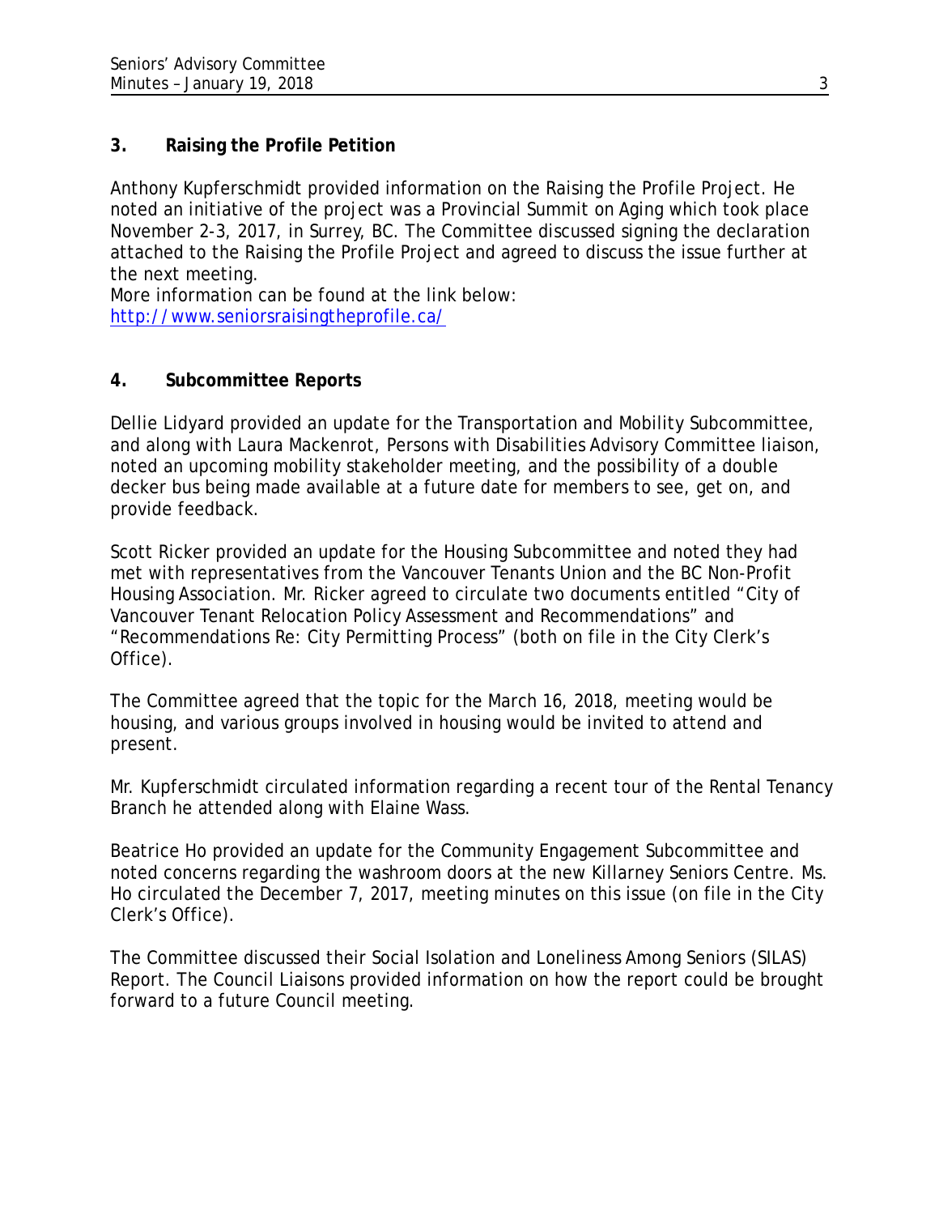### 3. Raising the Profile Petition

Anthony Kupferschmidt provided information on the Raising the Profile Project. He noted an initiative of the project was a Provincial Summit on Aging which took place November 2-3, 2017, in Surrey, BC. The Committee discussed signing the declaration attached to the Raising the Profile Project and agreed to discuss the issue further at the next meeting.
More information can be found at the link below:
http://www.seniorsraisingtheprofile.ca/

### 4. Subcommittee Reports

Dellie Lidyard provided an update for the Transportation and Mobility Subcommittee, and along with Laura Mackenrot, Persons with Disabilities Advisory Committee liaison, noted an upcoming mobility stakeholder meeting, and the possibility of a double decker bus being made available at a future date for members to see, get on, and provide feedback.

Scott Ricker provided an update for the Housing Subcommittee and noted they had met with representatives from the Vancouver Tenants Union and the BC Non-Profit Housing Association. Mr. Ricker agreed to circulate two documents entitled "City of Vancouver Tenant Relocation Policy Assessment and Recommendations" and "Recommendations Re: City Permitting Process" (both on file in the City Clerk's Office).

The Committee agreed that the topic for the March 16, 2018, meeting would be housing, and various groups involved in housing would be invited to attend and present.

Mr. Kupferschmidt circulated information regarding a recent tour of the Rental Tenancy Branch he attended along with Elaine Wass.

Beatrice Ho provided an update for the Community Engagement Subcommittee and noted concerns regarding the washroom doors at the new Killarney Seniors Centre. Ms. Ho circulated the December 7, 2017, meeting minutes on this issue (on file in the City Clerk's Office).

The Committee discussed their Social Isolation and Loneliness Among Seniors (SILAS) Report. The Council Liaisons provided information on how the report could be brought forward to a future Council meeting.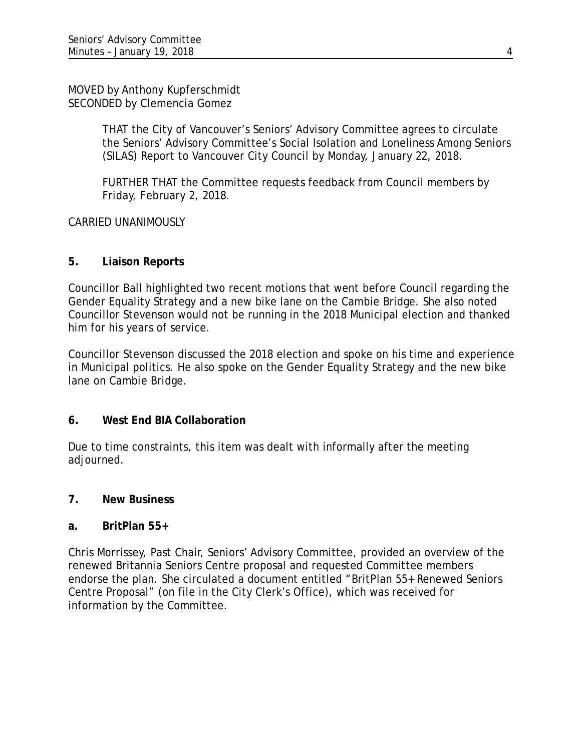MOVED by Anthony Kupferschmidt
SECONDED by Clemencia Gomez

> THAT the City of Vancouver's Seniors' Advisory Committee agrees to circulate the Seniors' Advisory Committee's Social Isolation and Loneliness Among Seniors (SILAS) Report to Vancouver City Council by Monday, January 22, 2018.
>
> FURTHER THAT the Committee requests feedback from Council members by Friday, February 2, 2018.

CARRIED UNANIMOUSLY

## 5. Liaison Reports

Councillor Ball highlighted two recent motions that went before Council regarding the Gender Equality Strategy and a new bike lane on the Cambie Bridge. She also noted Councillor Stevenson would not be running in the 2018 Municipal election and thanked him for his years of service.

Councillor Stevenson discussed the 2018 election and spoke on his time and experience in Municipal politics. He also spoke on the Gender Equality Strategy and the new bike lane on Cambie Bridge.

## 6. West End BIA Collaboration

Due to time constraints, this item was dealt with informally after the meeting adjourned.

## 7. New Business

### a. BritPlan 55+

Chris Morrissey, Past Chair, Seniors' Advisory Committee, provided an overview of the renewed Britannia Seniors Centre proposal and requested Committee members endorse the plan. She circulated a document entitled "BritPlan 55+ Renewed Seniors Centre Proposal" (on file in the City Clerk's Office), which was received for information by the Committee.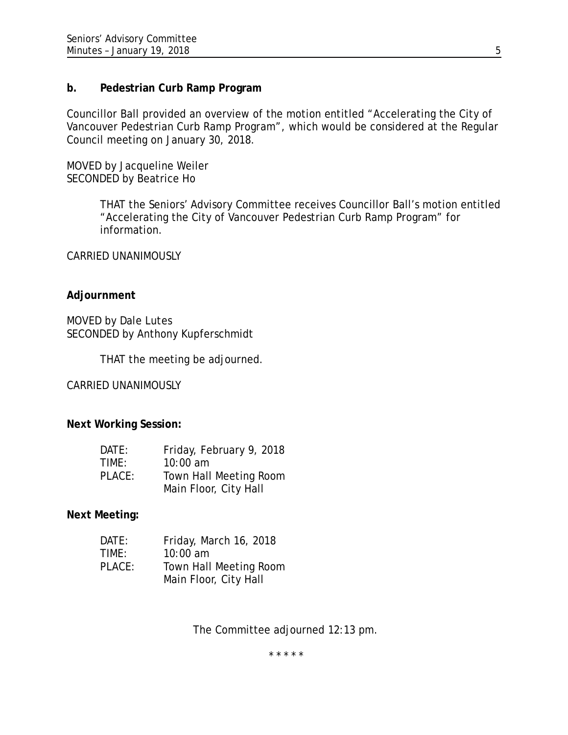**b. Pedestrian Curb Ramp Program**

Councillor Ball provided an overview of the motion entitled "Accelerating the City of Vancouver Pedestrian Curb Ramp Program", which would be considered at the Regular Council meeting on January 30, 2018.

MOVED by Jacqueline Weiler
SECONDED by Beatrice Ho

> THAT the Seniors' Advisory Committee receives Councillor Ball's motion entitled "Accelerating the City of Vancouver Pedestrian Curb Ramp Program" for information.

CARRIED UNANIMOUSLY

**Adjournment**

MOVED by Dale Lutes
SECONDED by Anthony Kupferschmidt

> THAT the meeting be adjourned.

CARRIED UNANIMOUSLY

**Next Working Session:**

| | |
|---|---|
| DATE: | Friday, February 9, 2018 |
| TIME: | 10:00 am |
| PLACE: | Town Hall Meeting Room<br>Main Floor, City Hall |

**Next Meeting:**

| | |
|---|---|
| DATE: | Friday, March 16, 2018 |
| TIME: | 10:00 am |
| PLACE: | Town Hall Meeting Room<br>Main Floor, City Hall |

The Committee adjourned 12:13 pm.

\* \* \* \* \*